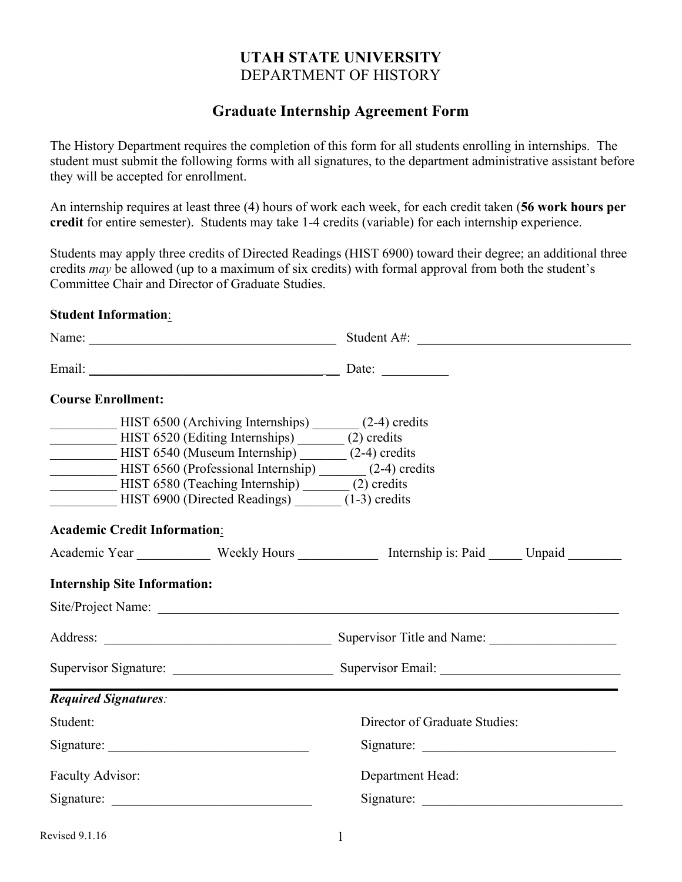# UTAH STATE UNIVERSITY
## DEPARTMENT OF HISTORY

### Graduate Internship Agreement Form

The History Department requires the completion of this form for all students enrolling in internships. The student must submit the following forms with all signatures, to the department administrative assistant before they will be accepted for enrollment.

An internship requires at least three (4) hours of work each week, for each credit taken (**56 work hours per credit** for entire semester). Students may take 1-4 credits (variable) for each internship experience.

Students may apply three credits of Directed Readings (HIST 6900) toward their degree; an additional three credits *may* be allowed (up to a maximum of six credits) with formal approval from both the student's Committee Chair and Director of Graduate Studies.

**Student Information**:

Name: ____________________________________ Student A#: ________________________________

Email: ____________________________________ Date: __________

**Course Enrollment:**

__________ HIST 6500 (Archiving Internships) _______ (2-4) credits
__________ HIST 6520 (Editing Internships) _______ (2) credits
__________ HIST 6540 (Museum Internship) _______ (2-4) credits
__________ HIST 6560 (Professional Internship) _______ (2-4) credits
__________ HIST 6580 (Teaching Internship) _______ (2) credits
__________ HIST 6900 (Directed Readings) _______ (1-3) credits

**Academic Credit Information**:

Academic Year ___________ Weekly Hours ____________ Internship is: Paid _____ Unpaid ________

**Internship Site Information:**

Site/Project Name: ________________________________________________________________________

Address: ___________________________________ Supervisor Title and Name: ___________________

Supervisor Signature: ________________________ Supervisor Email: __________________________

---

***Required Signatures***:

Student:

Signature: ______________________________

Director of Graduate Studies:

Signature: ______________________________

Faculty Advisor:

Signature: ______________________________

Department Head:

Signature: ______________________________

Revised 9.1.16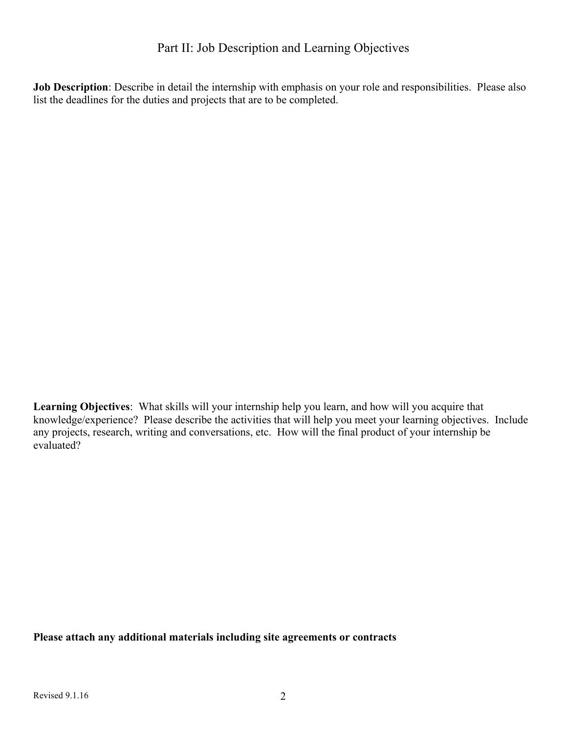## Part II: Job Description and Learning Objectives

**Job Description**: Describe in detail the internship with emphasis on your role and responsibilities. Please also list the deadlines for the duties and projects that are to be completed.

**Learning Objectives**: What skills will your internship help you learn, and how will you acquire that knowledge/experience? Please describe the activities that will help you meet your learning objectives. Include any projects, research, writing and conversations, etc. How will the final product of your internship be evaluated?

**Please attach any additional materials including site agreements or contracts**

Revised 9.1.16